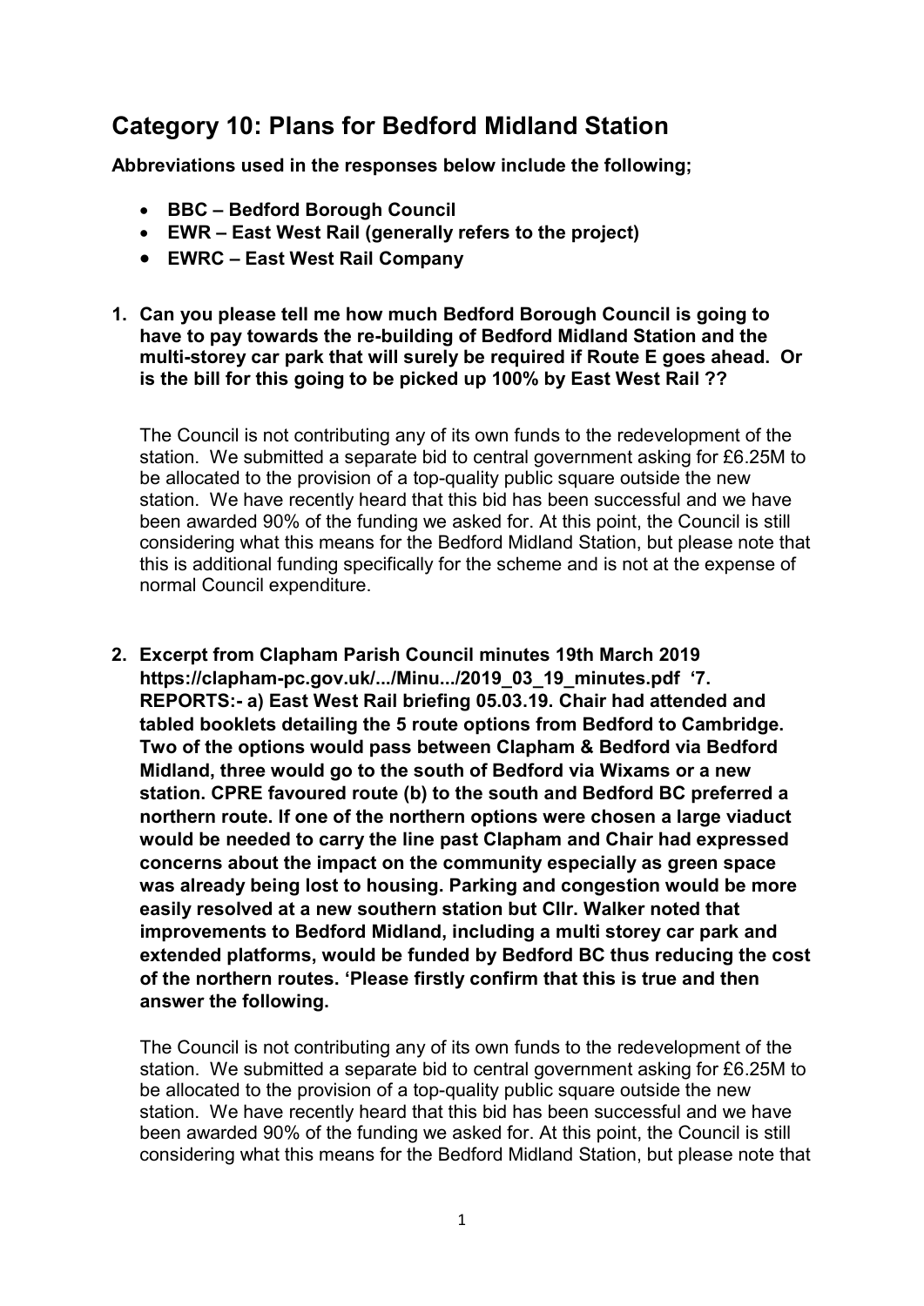# Category 10: Plans for Bedford Midland Station

**Abbreviations used in the responses below include the following;**

- **BBC – Bedford Borough Council**
- **EWR – East West Rail (generally refers to the project)**
- **EWRC – East West Rail Company**

1. **Can you please tell me how much Bedford Borough Council is going to have to pay towards the re-building of Bedford Midland Station and the multi-storey car park that will surely be required if Route E goes ahead. Or is the bill for this going to be picked up 100% by East West Rail ??**

   The Council is not contributing any of its own funds to the redevelopment of the station. We submitted a separate bid to central government asking for £6.25M to be allocated to the provision of a top-quality public square outside the new station. We have recently heard that this bid has been successful and we have been awarded 90% of the funding we asked for. At this point, the Council is still considering what this means for the Bedford Midland Station, but please note that this is additional funding specifically for the scheme and is not at the expense of normal Council expenditure.

2. **Excerpt from Clapham Parish Council minutes 19th March 2019 https://clapham-pc.gov.uk/.../Minu.../2019_03_19_minutes.pdf '7. REPORTS:- a) East West Rail briefing 05.03.19. Chair had attended and tabled booklets detailing the 5 route options from Bedford to Cambridge. Two of the options would pass between Clapham & Bedford via Bedford Midland, three would go to the south of Bedford via Wixams or a new station. CPRE favoured route (b) to the south and Bedford BC preferred a northern route. If one of the northern options were chosen a large viaduct would be needed to carry the line past Clapham and Chair had expressed concerns about the impact on the community especially as green space was already being lost to housing. Parking and congestion would be more easily resolved at a new southern station but Cllr. Walker noted that improvements to Bedford Midland, including a multi storey car park and extended platforms, would be funded by Bedford BC thus reducing the cost of the northern routes. 'Please firstly confirm that this is true and then answer the following.**

   The Council is not contributing any of its own funds to the redevelopment of the station. We submitted a separate bid to central government asking for £6.25M to be allocated to the provision of a top-quality public square outside the new station. We have recently heard that this bid has been successful and we have been awarded 90% of the funding we asked for. At this point, the Council is still considering what this means for the Bedford Midland Station, but please note that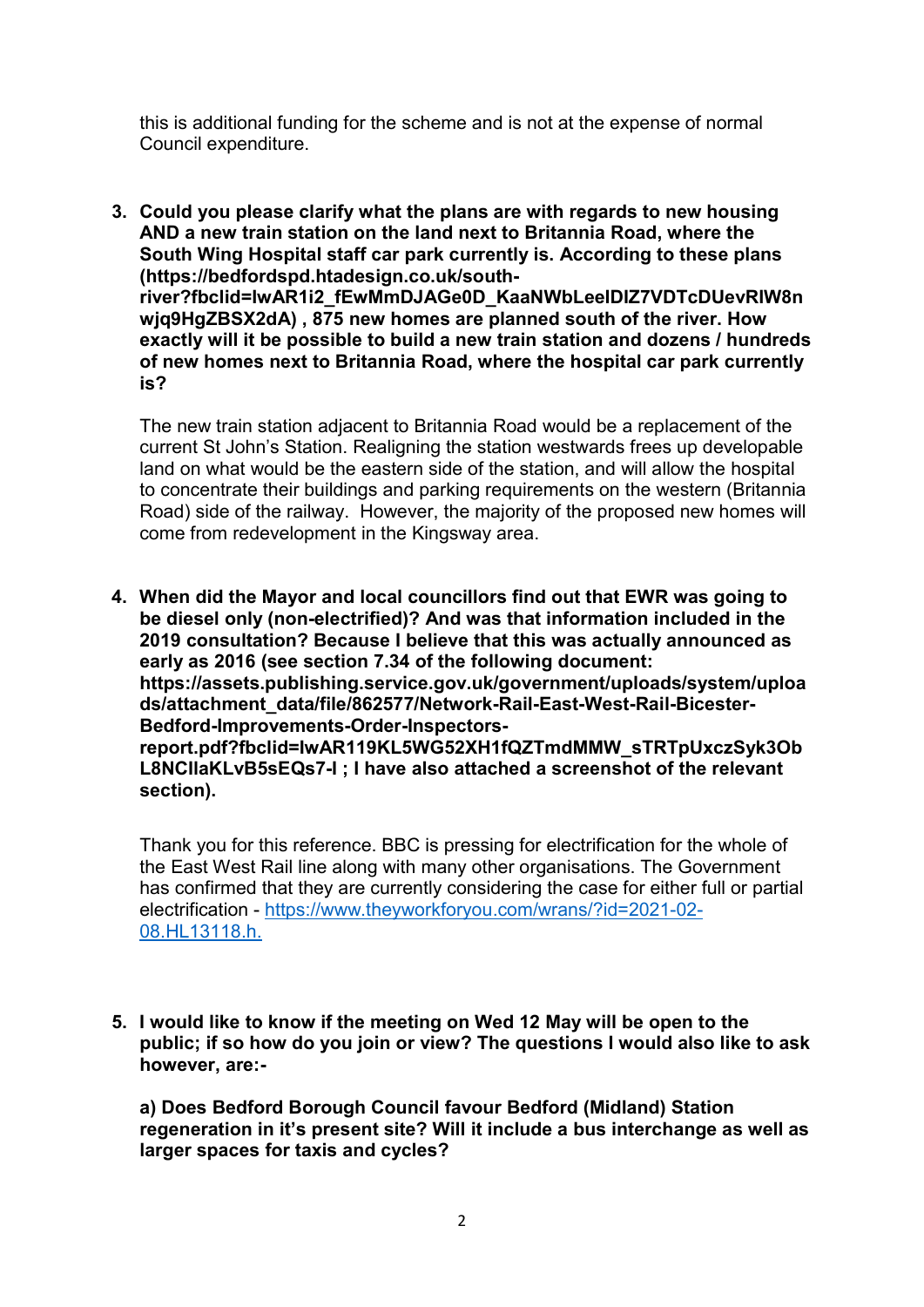this is additional funding for the scheme and is not at the expense of normal Council expenditure.

3. **Could you please clarify what the plans are with regards to new housing AND a new train station on the land next to Britannia Road, where the South Wing Hospital staff car park currently is. According to these plans (https://bedfordspd.htadesign.co.uk/south-river?fbclid=IwAR1i2_fEwMmDJAGe0D_KaaNWbLeelDlZ7VDTcDUevRlW8nwjq9HgZBSX2dA) , 875 new homes are planned south of the river. How exactly will it be possible to build a new train station and dozens / hundreds of new homes next to Britannia Road, where the hospital car park currently is?**

   The new train station adjacent to Britannia Road would be a replacement of the current St John's Station. Realigning the station westwards frees up developable land on what would be the eastern side of the station, and will allow the hospital to concentrate their buildings and parking requirements on the western (Britannia Road) side of the railway. However, the majority of the proposed new homes will come from redevelopment in the Kingsway area.

4. **When did the Mayor and local councillors find out that EWR was going to be diesel only (non-electrified)? And was that information included in the 2019 consultation? Because I believe that this was actually announced as early as 2016 (see section 7.34 of the following document: https://assets.publishing.service.gov.uk/government/uploads/system/uploads/attachment_data/file/862577/Network-Rail-East-West-Rail-Bicester-Bedford-Improvements-Order-Inspectors-report.pdf?fbclid=IwAR119KL5WG52XH1fQZTmdMMW_sTRTpUxczSyk3ObL8NCIlaKLvB5sEQs7-I ; I have also attached a screenshot of the relevant section).**

   Thank you for this reference. BBC is pressing for electrification for the whole of the East West Rail line along with many other organisations. The Government has confirmed that they are currently considering the case for either full or partial electrification - [https://www.theyworkforyou.com/wrans/?id=2021-02-08.HL13118.h.](https://www.theyworkforyou.com/wrans/?id=2021-02-08.HL13118.h)

5. **I would like to know if the meeting on Wed 12 May will be open to the public; if so how do you join or view? The questions I would also like to ask however, are:-**

   **a) Does Bedford Borough Council favour Bedford (Midland) Station regeneration in it's present site? Will it include a bus interchange as well as larger spaces for taxis and cycles?**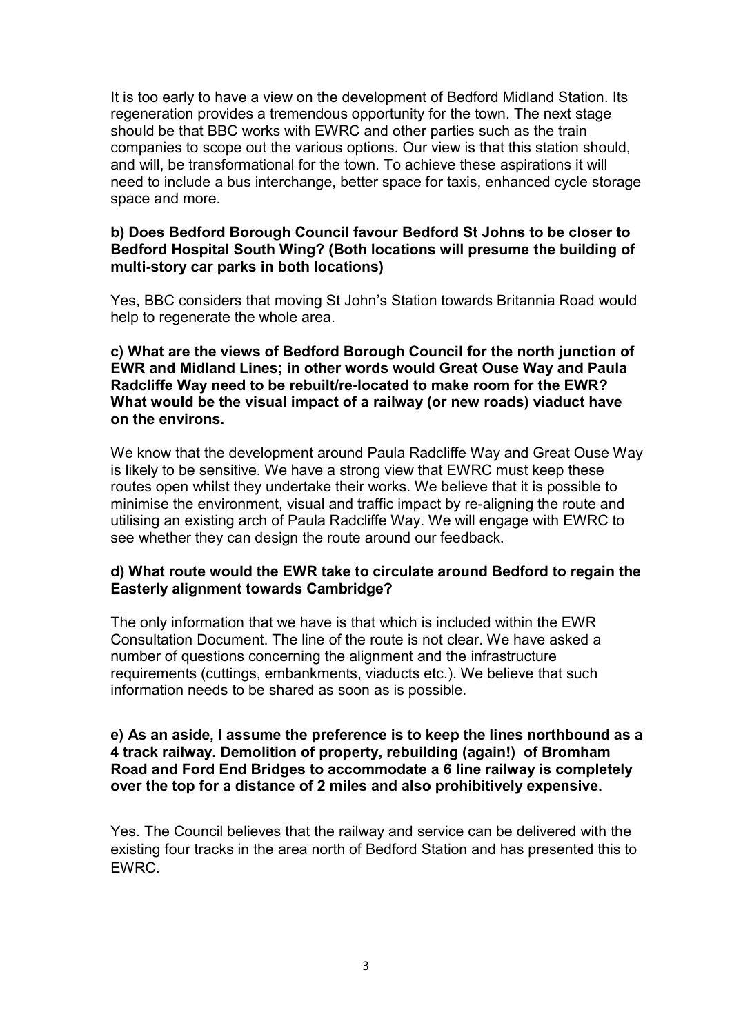It is too early to have a view on the development of Bedford Midland Station. Its regeneration provides a tremendous opportunity for the town. The next stage should be that BBC works with EWRC and other parties such as the train companies to scope out the various options. Our view is that this station should, and will, be transformational for the town. To achieve these aspirations it will need to include a bus interchange, better space for taxis, enhanced cycle storage space and more.

**b) Does Bedford Borough Council favour Bedford St Johns to be closer to Bedford Hospital South Wing? (Both locations will presume the building of multi-story car parks in both locations)**

Yes, BBC considers that moving St John's Station towards Britannia Road would help to regenerate the whole area.

**c) What are the views of Bedford Borough Council for the north junction of EWR and Midland Lines; in other words would Great Ouse Way and Paula Radcliffe Way need to be rebuilt/re-located to make room for the EWR? What would be the visual impact of a railway (or new roads) viaduct have on the environs.**

We know that the development around Paula Radcliffe Way and Great Ouse Way is likely to be sensitive. We have a strong view that EWRC must keep these routes open whilst they undertake their works. We believe that it is possible to minimise the environment, visual and traffic impact by re-aligning the route and utilising an existing arch of Paula Radcliffe Way. We will engage with EWRC to see whether they can design the route around our feedback.

**d) What route would the EWR take to circulate around Bedford to regain the Easterly alignment towards Cambridge?**

The only information that we have is that which is included within the EWR Consultation Document. The line of the route is not clear. We have asked a number of questions concerning the alignment and the infrastructure requirements (cuttings, embankments, viaducts etc.). We believe that such information needs to be shared as soon as is possible.

**e) As an aside, I assume the preference is to keep the lines northbound as a 4 track railway. Demolition of property, rebuilding (again!) of Bromham Road and Ford End Bridges to accommodate a 6 line railway is completely over the top for a distance of 2 miles and also prohibitively expensive.**

Yes. The Council believes that the railway and service can be delivered with the existing four tracks in the area north of Bedford Station and has presented this to EWRC.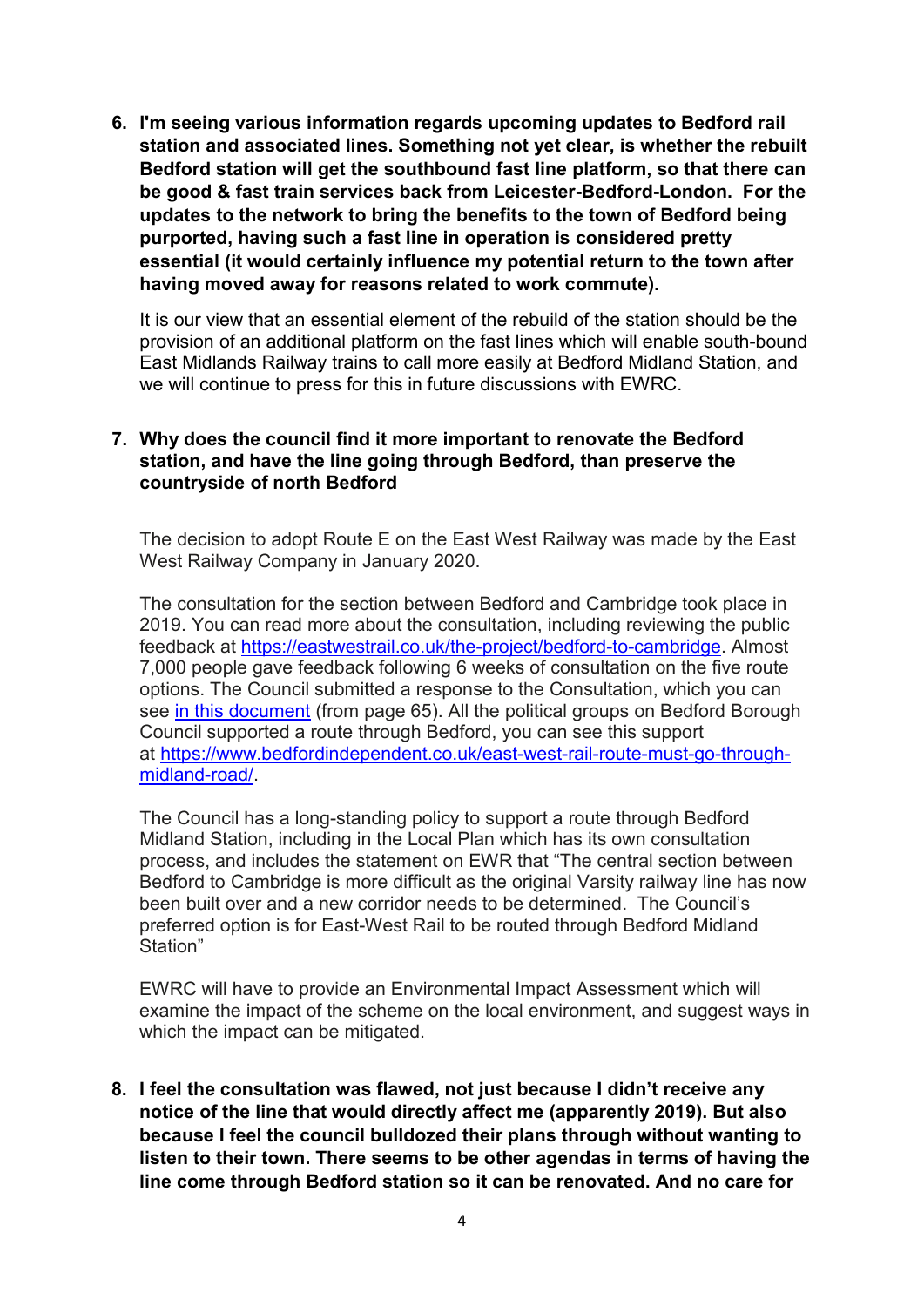6. **I'm seeing various information regards upcoming updates to Bedford rail station and associated lines. Something not yet clear, is whether the rebuilt Bedford station will get the southbound fast line platform, so that there can be good & fast train services back from Leicester-Bedford-London. For the updates to the network to bring the benefits to the town of Bedford being purported, having such a fast line in operation is considered pretty essential (it would certainly influence my potential return to the town after having moved away for reasons related to work commute).**

   It is our view that an essential element of the rebuild of the station should be the provision of an additional platform on the fast lines which will enable south-bound East Midlands Railway trains to call more easily at Bedford Midland Station, and we will continue to press for this in future discussions with EWRC.

7. **Why does the council find it more important to renovate the Bedford station, and have the line going through Bedford, than preserve the countryside of north Bedford**

   The decision to adopt Route E on the East West Railway was made by the East West Railway Company in January 2020.

   The consultation for the section between Bedford and Cambridge took place in 2019. You can read more about the consultation, including reviewing the public feedback at [https://eastwestrail.co.uk/the-project/bedford-to-cambridge](https://eastwestrail.co.uk/the-project/bedford-to-cambridge). Almost 7,000 people gave feedback following 6 weeks of consultation on the five route options. The Council submitted a response to the Consultation, which you can see [in this document](#) (from page 65). All the political groups on Bedford Borough Council supported a route through Bedford, you can see this support at [https://www.bedfordindependent.co.uk/east-west-rail-route-must-go-through-midland-road/](https://www.bedfordindependent.co.uk/east-west-rail-route-must-go-through-midland-road/).

   The Council has a long-standing policy to support a route through Bedford Midland Station, including in the Local Plan which has its own consultation process, and includes the statement on EWR that "The central section between Bedford to Cambridge is more difficult as the original Varsity railway line has now been built over and a new corridor needs to be determined. The Council's preferred option is for East-West Rail to be routed through Bedford Midland Station"

   EWRC will have to provide an Environmental Impact Assessment which will examine the impact of the scheme on the local environment, and suggest ways in which the impact can be mitigated.

8. **I feel the consultation was flawed, not just because I didn't receive any notice of the line that would directly affect me (apparently 2019). But also because I feel the council bulldozed their plans through without wanting to listen to their town. There seems to be other agendas in terms of having the line come through Bedford station so it can be renovated. And no care for**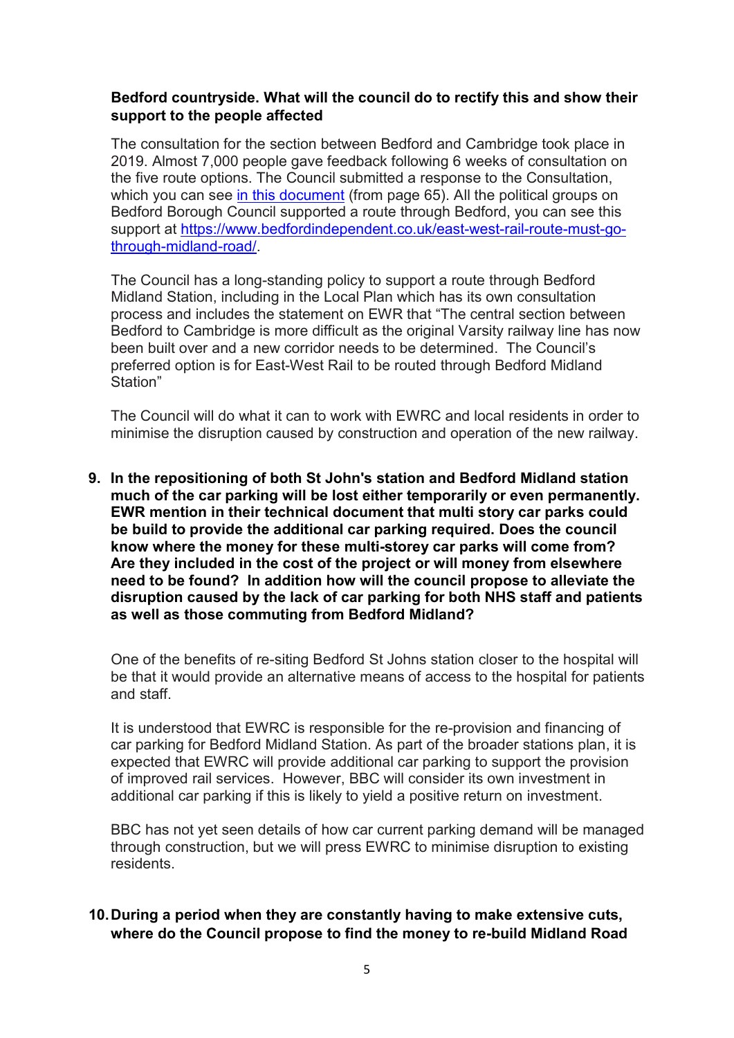**Bedford countryside. What will the council do to rectify this and show their support to the people affected**

The consultation for the section between Bedford and Cambridge took place in 2019. Almost 7,000 people gave feedback following 6 weeks of consultation on the five route options. The Council submitted a response to the Consultation, which you can see in this document (from page 65). All the political groups on Bedford Borough Council supported a route through Bedford, you can see this support at https://www.bedfordindependent.co.uk/east-west-rail-route-must-go-through-midland-road/.

The Council has a long-standing policy to support a route through Bedford Midland Station, including in the Local Plan which has its own consultation process and includes the statement on EWR that "The central section between Bedford to Cambridge is more difficult as the original Varsity railway line has now been built over and a new corridor needs to be determined. The Council's preferred option is for East-West Rail to be routed through Bedford Midland Station"

The Council will do what it can to work with EWRC and local residents in order to minimise the disruption caused by construction and operation of the new railway.

9. **In the repositioning of both St John's station and Bedford Midland station much of the car parking will be lost either temporarily or even permanently. EWR mention in their technical document that multi story car parks could be build to provide the additional car parking required. Does the council know where the money for these multi-storey car parks will come from? Are they included in the cost of the project or will money from elsewhere need to be found? In addition how will the council propose to alleviate the disruption caused by the lack of car parking for both NHS staff and patients as well as those commuting from Bedford Midland?**

   One of the benefits of re-siting Bedford St Johns station closer to the hospital will be that it would provide an alternative means of access to the hospital for patients and staff.

   It is understood that EWRC is responsible for the re-provision and financing of car parking for Bedford Midland Station. As part of the broader stations plan, it is expected that EWRC will provide additional car parking to support the provision of improved rail services. However, BBC will consider its own investment in additional car parking if this is likely to yield a positive return on investment.

   BBC has not yet seen details of how car current parking demand will be managed through construction, but we will press EWRC to minimise disruption to existing residents.

10. **During a period when they are constantly having to make extensive cuts, where do the Council propose to find the money to re-build Midland Road**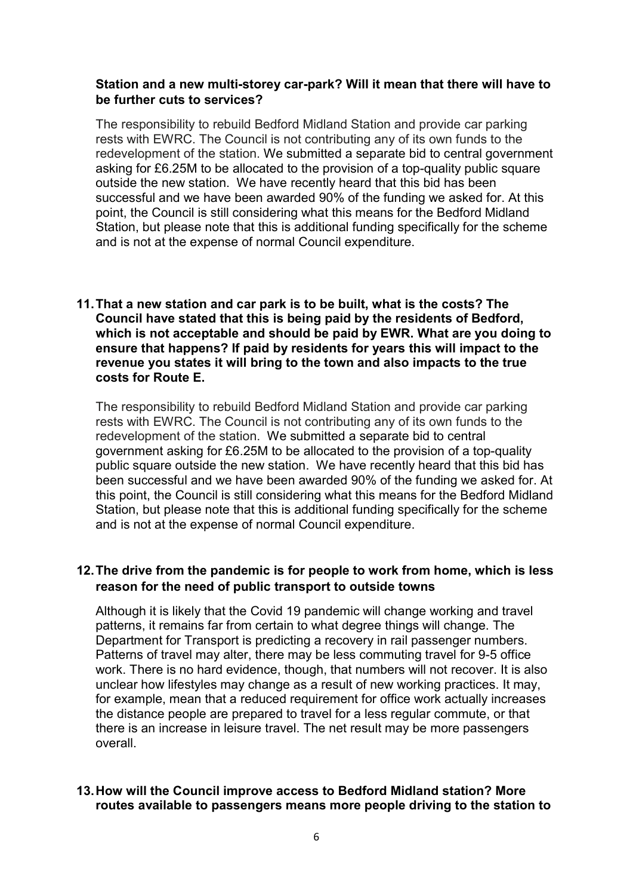**Station and a new multi-storey car-park? Will it mean that there will have to be further cuts to services?**

The responsibility to rebuild Bedford Midland Station and provide car parking rests with EWRC. The Council is not contributing any of its own funds to the redevelopment of the station. We submitted a separate bid to central government asking for £6.25M to be allocated to the provision of a top-quality public square outside the new station. We have recently heard that this bid has been successful and we have been awarded 90% of the funding we asked for. At this point, the Council is still considering what this means for the Bedford Midland Station, but please note that this is additional funding specifically for the scheme and is not at the expense of normal Council expenditure.

**11. That a new station and car park is to be built, what is the costs? The Council have stated that this is being paid by the residents of Bedford, which is not acceptable and should be paid by EWR. What are you doing to ensure that happens? If paid by residents for years this will impact to the revenue you states it will bring to the town and also impacts to the true costs for Route E.**

The responsibility to rebuild Bedford Midland Station and provide car parking rests with EWRC. The Council is not contributing any of its own funds to the redevelopment of the station. We submitted a separate bid to central government asking for £6.25M to be allocated to the provision of a top-quality public square outside the new station. We have recently heard that this bid has been successful and we have been awarded 90% of the funding we asked for. At this point, the Council is still considering what this means for the Bedford Midland Station, but please note that this is additional funding specifically for the scheme and is not at the expense of normal Council expenditure.

**12. The drive from the pandemic is for people to work from home, which is less reason for the need of public transport to outside towns**

Although it is likely that the Covid 19 pandemic will change working and travel patterns, it remains far from certain to what degree things will change. The Department for Transport is predicting a recovery in rail passenger numbers. Patterns of travel may alter, there may be less commuting travel for 9-5 office work. There is no hard evidence, though, that numbers will not recover. It is also unclear how lifestyles may change as a result of new working practices. It may, for example, mean that a reduced requirement for office work actually increases the distance people are prepared to travel for a less regular commute, or that there is an increase in leisure travel. The net result may be more passengers overall.

**13. How will the Council improve access to Bedford Midland station? More routes available to passengers means more people driving to the station to**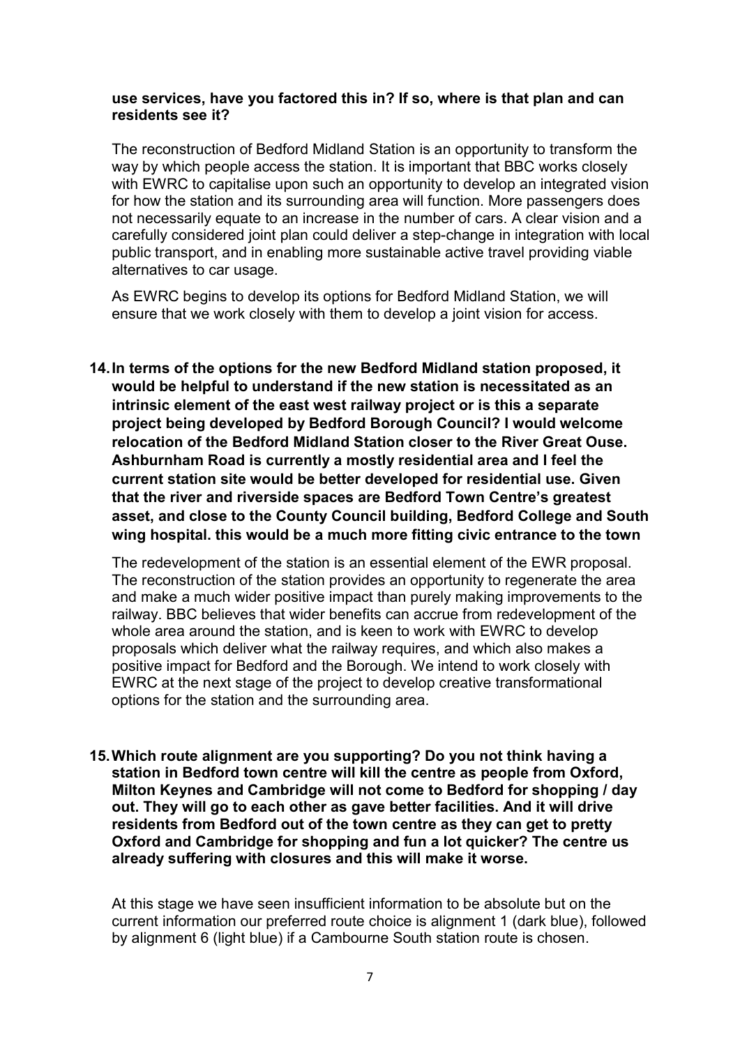**use services, have you factored this in? If so, where is that plan and can residents see it?**

The reconstruction of Bedford Midland Station is an opportunity to transform the way by which people access the station. It is important that BBC works closely with EWRC to capitalise upon such an opportunity to develop an integrated vision for how the station and its surrounding area will function. More passengers does not necessarily equate to an increase in the number of cars. A clear vision and a carefully considered joint plan could deliver a step-change in integration with local public transport, and in enabling more sustainable active travel providing viable alternatives to car usage.

As EWRC begins to develop its options for Bedford Midland Station, we will ensure that we work closely with them to develop a joint vision for access.

**14. In terms of the options for the new Bedford Midland station proposed, it would be helpful to understand if the new station is necessitated as an intrinsic element of the east west railway project or is this a separate project being developed by Bedford Borough Council? I would welcome relocation of the Bedford Midland Station closer to the River Great Ouse. Ashburnham Road is currently a mostly residential area and I feel the current station site would be better developed for residential use. Given that the river and riverside spaces are Bedford Town Centre's greatest asset, and close to the County Council building, Bedford College and South wing hospital. this would be a much more fitting civic entrance to the town**

The redevelopment of the station is an essential element of the EWR proposal. The reconstruction of the station provides an opportunity to regenerate the area and make a much wider positive impact than purely making improvements to the railway. BBC believes that wider benefits can accrue from redevelopment of the whole area around the station, and is keen to work with EWRC to develop proposals which deliver what the railway requires, and which also makes a positive impact for Bedford and the Borough. We intend to work closely with EWRC at the next stage of the project to develop creative transformational options for the station and the surrounding area.

**15. Which route alignment are you supporting? Do you not think having a station in Bedford town centre will kill the centre as people from Oxford, Milton Keynes and Cambridge will not come to Bedford for shopping / day out. They will go to each other as gave better facilities. And it will drive residents from Bedford out of the town centre as they can get to pretty Oxford and Cambridge for shopping and fun a lot quicker? The centre us already suffering with closures and this will make it worse.**

At this stage we have seen insufficient information to be absolute but on the current information our preferred route choice is alignment 1 (dark blue), followed by alignment 6 (light blue) if a Cambourne South station route is chosen.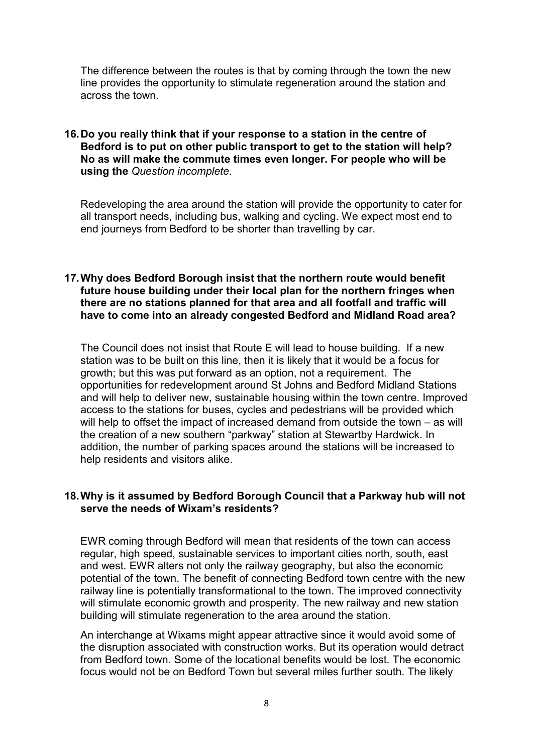The difference between the routes is that by coming through the town the new line provides the opportunity to stimulate regeneration around the station and across the town.

**16. Do you really think that if your response to a station in the centre of Bedford is to put on other public transport to get to the station will help? No as will make the commute times even longer. For people who will be using the** *Question incomplete.*

Redeveloping the area around the station will provide the opportunity to cater for all transport needs, including bus, walking and cycling. We expect most end to end journeys from Bedford to be shorter than travelling by car.

**17. Why does Bedford Borough insist that the northern route would benefit future house building under their local plan for the northern fringes when there are no stations planned for that area and all footfall and traffic will have to come into an already congested Bedford and Midland Road area?**

The Council does not insist that Route E will lead to house building. If a new station was to be built on this line, then it is likely that it would be a focus for growth; but this was put forward as an option, not a requirement. The opportunities for redevelopment around St Johns and Bedford Midland Stations and will help to deliver new, sustainable housing within the town centre. Improved access to the stations for buses, cycles and pedestrians will be provided which will help to offset the impact of increased demand from outside the town – as will the creation of a new southern "parkway" station at Stewartby Hardwick. In addition, the number of parking spaces around the stations will be increased to help residents and visitors alike.

**18. Why is it assumed by Bedford Borough Council that a Parkway hub will not serve the needs of Wixam's residents?**

EWR coming through Bedford will mean that residents of the town can access regular, high speed, sustainable services to important cities north, south, east and west. EWR alters not only the railway geography, but also the economic potential of the town. The benefit of connecting Bedford town centre with the new railway line is potentially transformational to the town. The improved connectivity will stimulate economic growth and prosperity. The new railway and new station building will stimulate regeneration to the area around the station.

An interchange at Wixams might appear attractive since it would avoid some of the disruption associated with construction works. But its operation would detract from Bedford town. Some of the locational benefits would be lost. The economic focus would not be on Bedford Town but several miles further south. The likely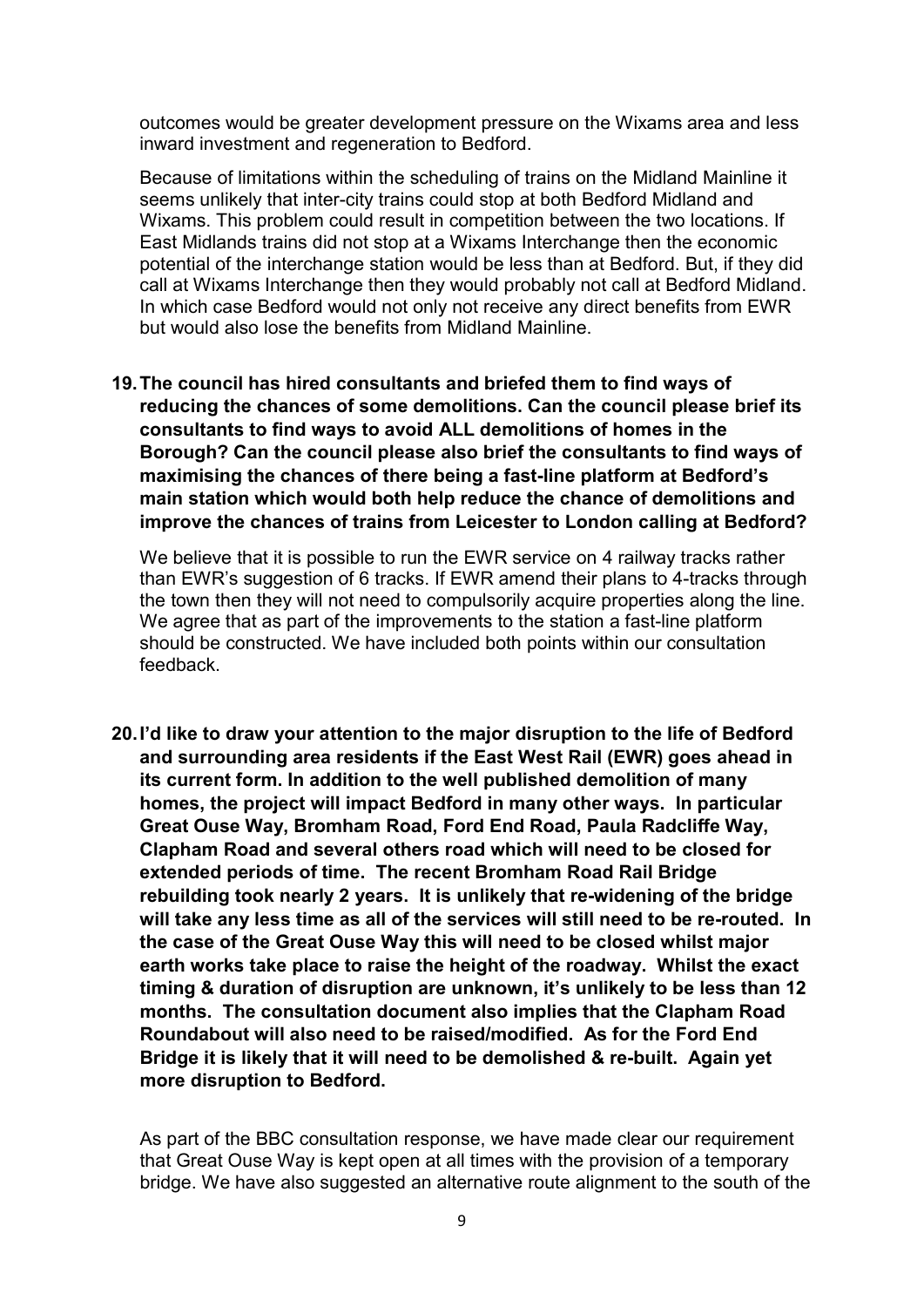outcomes would be greater development pressure on the Wixams area and less inward investment and regeneration to Bedford.

Because of limitations within the scheduling of trains on the Midland Mainline it seems unlikely that inter-city trains could stop at both Bedford Midland and Wixams. This problem could result in competition between the two locations. If East Midlands trains did not stop at a Wixams Interchange then the economic potential of the interchange station would be less than at Bedford. But, if they did call at Wixams Interchange then they would probably not call at Bedford Midland. In which case Bedford would not only not receive any direct benefits from EWR but would also lose the benefits from Midland Mainline.

19. **The council has hired consultants and briefed them to find ways of reducing the chances of some demolitions. Can the council please brief its consultants to find ways to avoid ALL demolitions of homes in the Borough? Can the council please also brief the consultants to find ways of maximising the chances of there being a fast-line platform at Bedford's main station which would both help reduce the chance of demolitions and improve the chances of trains from Leicester to London calling at Bedford?**

   We believe that it is possible to run the EWR service on 4 railway tracks rather than EWR's suggestion of 6 tracks. If EWR amend their plans to 4-tracks through the town then they will not need to compulsorily acquire properties along the line. We agree that as part of the improvements to the station a fast-line platform should be constructed. We have included both points within our consultation feedback.

20. **I'd like to draw your attention to the major disruption to the life of Bedford and surrounding area residents if the East West Rail (EWR) goes ahead in its current form. In addition to the well published demolition of many homes, the project will impact Bedford in many other ways. In particular Great Ouse Way, Bromham Road, Ford End Road, Paula Radcliffe Way, Clapham Road and several others road which will need to be closed for extended periods of time. The recent Bromham Road Rail Bridge rebuilding took nearly 2 years. It is unlikely that re-widening of the bridge will take any less time as all of the services will still need to be re-routed. In the case of the Great Ouse Way this will need to be closed whilst major earth works take place to raise the height of the roadway. Whilst the exact timing & duration of disruption are unknown, it's unlikely to be less than 12 months. The consultation document also implies that the Clapham Road Roundabout will also need to be raised/modified. As for the Ford End Bridge it is likely that it will need to be demolished & re-built. Again yet more disruption to Bedford.**

   As part of the BBC consultation response, we have made clear our requirement that Great Ouse Way is kept open at all times with the provision of a temporary bridge. We have also suggested an alternative route alignment to the south of the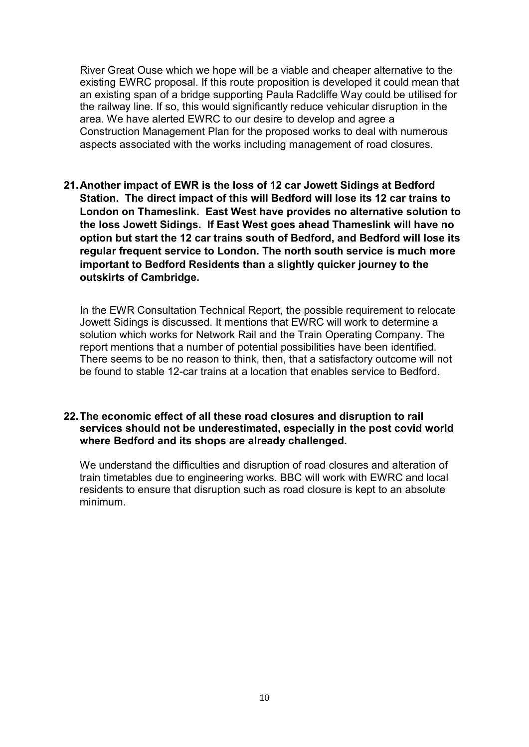River Great Ouse which we hope will be a viable and cheaper alternative to the existing EWRC proposal. If this route proposition is developed it could mean that an existing span of a bridge supporting Paula Radcliffe Way could be utilised for the railway line. If so, this would significantly reduce vehicular disruption in the area. We have alerted EWRC to our desire to develop and agree a Construction Management Plan for the proposed works to deal with numerous aspects associated with the works including management of road closures.

21. **Another impact of EWR is the loss of 12 car Jowett Sidings at Bedford Station. The direct impact of this will Bedford will lose its 12 car trains to London on Thameslink. East West have provides no alternative solution to the loss Jowett Sidings. If East West goes ahead Thameslink will have no option but start the 12 car trains south of Bedford, and Bedford will lose its regular frequent service to London. The north south service is much more important to Bedford Residents than a slightly quicker journey to the outskirts of Cambridge.**

    In the EWR Consultation Technical Report, the possible requirement to relocate Jowett Sidings is discussed. It mentions that EWRC will work to determine a solution which works for Network Rail and the Train Operating Company. The report mentions that a number of potential possibilities have been identified. There seems to be no reason to think, then, that a satisfactory outcome will not be found to stable 12-car trains at a location that enables service to Bedford.

22. **The economic effect of all these road closures and disruption to rail services should not be underestimated, especially in the post covid world where Bedford and its shops are already challenged.**

    We understand the difficulties and disruption of road closures and alteration of train timetables due to engineering works. BBC will work with EWRC and local residents to ensure that disruption such as road closure is kept to an absolute minimum.